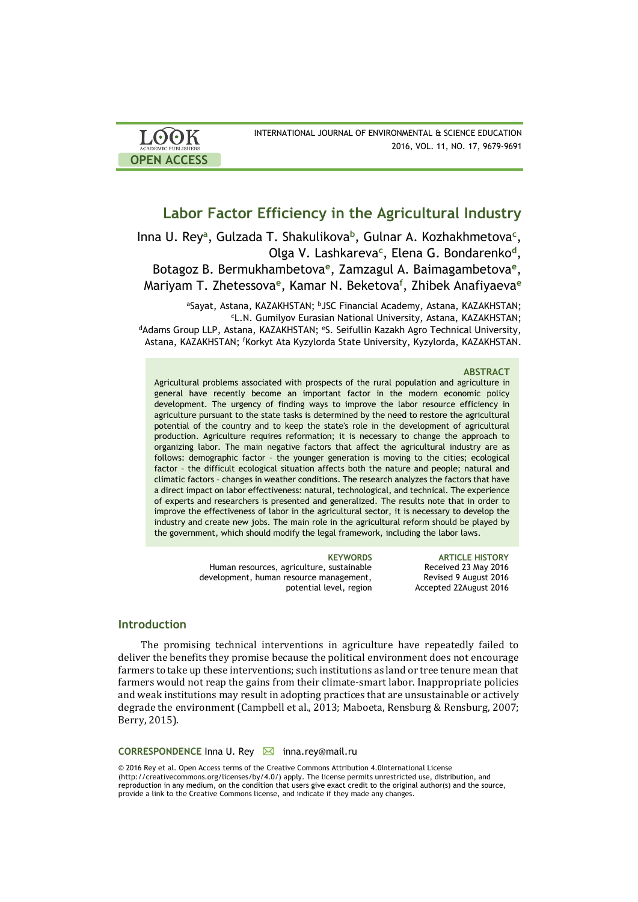# Labor Factor Efficiency in the Agricultural Industry

Inna U. Rey[a], Gulzada T. Shakulikova[b], Gulnar A. Kozhakhmetova[c], Olga V. Lashkareva[c], Elena G. Bondarenko[d], Botagoz B. Bermukhambetova[e], Zamzagul A. Baimagambetova[e], Mariyam T. Zhetessova[e], Kamar N. Beketova[f], Zhibek Anafiyaeva[e]

[a]Sayat, Astana, KAZAKHSTAN; [b]JSC Financial Academy, Astana, KAZAKHSTAN; [c]L.N. Gumilyov Eurasian National University, Astana, KAZAKHSTAN; [d]Adams Group LLP, Astana, KAZAKHSTAN; [e]S. Seifullin Kazakh Agro Technical University, Astana, KAZAKHSTAN; [f]Korkyt Ata Kyzylorda State University, Kyzylorda, KAZAKHSTAN.

### ABSTRACT

Agricultural problems associated with prospects of the rural population and agriculture in general have recently become an important factor in the modern economic policy development. The urgency of finding ways to improve the labor resource efficiency in agriculture pursuant to the state tasks is determined by the need to restore the agricultural potential of the country and to keep the state's role in the development of agricultural production. Agriculture requires reformation; it is necessary to change the approach to organizing labor. The main negative factors that affect the agricultural industry are as follows: demographic factor – the younger generation is moving to the cities; ecological factor – the difficult ecological situation affects both the nature and people; natural and climatic factors – changes in weather conditions. The research analyzes the factors that have a direct impact on labor effectiveness: natural, technological, and technical. The experience of experts and researchers is presented and generalized. The results note that in order to improve the effectiveness of labor in the agricultural sector, it is necessary to develop the industry and create new jobs. The main role in the agricultural reform should be played by the government, which should modify the legal framework, including the labor laws.

**KEYWORDS**
Human resources, agriculture, sustainable development, human resource management, potential level, region

**ARTICLE HISTORY**
Received 23 May 2016
Revised 9 August 2016
Accepted 22August 2016

## Introduction

The promising technical interventions in agriculture have repeatedly failed to deliver the benefits they promise because the political environment does not encourage farmers to take up these interventions; such institutions as land or tree tenure mean that farmers would not reap the gains from their climate-smart labor. Inappropriate policies and weak institutions may result in adopting practices that are unsustainable or actively degrade the environment (Campbell et al., 2013; Maboeta, Rensburg & Rensburg, 2007; Berry, 2015).

**CORRESPONDENCE** Inna U. Rey ✉ inna.rey@mail.ru

© 2016 Rey et al. Open Access terms of the Creative Commons Attribution 4.0International License (http://creativecommons.org/licenses/by/4.0/) apply. The license permits unrestricted use, distribution, and reproduction in any medium, on the condition that users give exact credit to the original author(s) and the source, provide a link to the Creative Commons license, and indicate if they made any changes.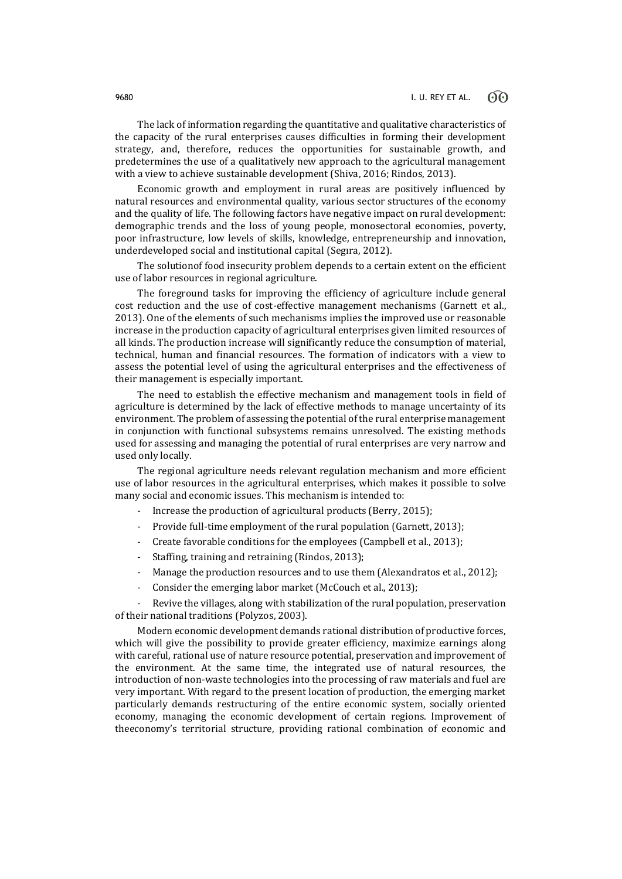The lack of information regarding the quantitative and qualitative characteristics of the capacity of the rural enterprises causes difficulties in forming their development strategy, and, therefore, reduces the opportunities for sustainable growth, and predetermines the use of a qualitatively new approach to the agricultural management with a view to achieve sustainable development (Shiva, 2016; Rindos, 2013).

Economic growth and employment in rural areas are positively influenced by natural resources and environmental quality, various sector structures of the economy and the quality of life. The following factors have negative impact on rural development: demographic trends and the loss of young people, monosectoral economies, poverty, poor infrastructure, low levels of skills, knowledge, entrepreneurship and innovation, underdeveloped social and institutional capital (Segıra, 2012).

The solutionof food insecurity problem depends to a certain extent on the efficient use of labor resources in regional agriculture.

The foreground tasks for improving the efficiency of agriculture include general cost reduction and the use of cost-effective management mechanisms (Garnett et al., 2013). One of the elements of such mechanisms implies the improved use or reasonable increase in the production capacity of agricultural enterprises given limited resources of all kinds. The production increase will significantly reduce the consumption of material, technical, human and financial resources. The formation of indicators with a view to assess the potential level of using the agricultural enterprises and the effectiveness of their management is especially important.

The need to establish the effective mechanism and management tools in field of agriculture is determined by the lack of effective methods to manage uncertainty of its environment. The problem of assessing the potential of the rural enterprise management in conjunction with functional subsystems remains unresolved. The existing methods used for assessing and managing the potential of rural enterprises are very narrow and used only locally.

The regional agriculture needs relevant regulation mechanism and more efficient use of labor resources in the agricultural enterprises, which makes it possible to solve many social and economic issues. This mechanism is intended to:

- Increase the production of agricultural products (Berry, 2015);
- Provide full-time employment of the rural population (Garnett, 2013);
- Create favorable conditions for the employees (Campbell et al., 2013);
- Staffing, training and retraining (Rindos, 2013);
- Manage the production resources and to use them (Alexandratos et al., 2012);
- Consider the emerging labor market (McCouch et al., 2013);
- Revive the villages, along with stabilization of the rural population, preservation of their national traditions (Polyzos, 2003).

Modern economic development demands rational distribution of productive forces, which will give the possibility to provide greater efficiency, maximize earnings along with careful, rational use of nature resource potential, preservation and improvement of the environment. At the same time, the integrated use of natural resources, the introduction of non-waste technologies into the processing of raw materials and fuel are very important. With regard to the present location of production, the emerging market particularly demands restructuring of the entire economic system, socially oriented economy, managing the economic development of certain regions. Improvement of theeconomy's territorial structure, providing rational combination of economic and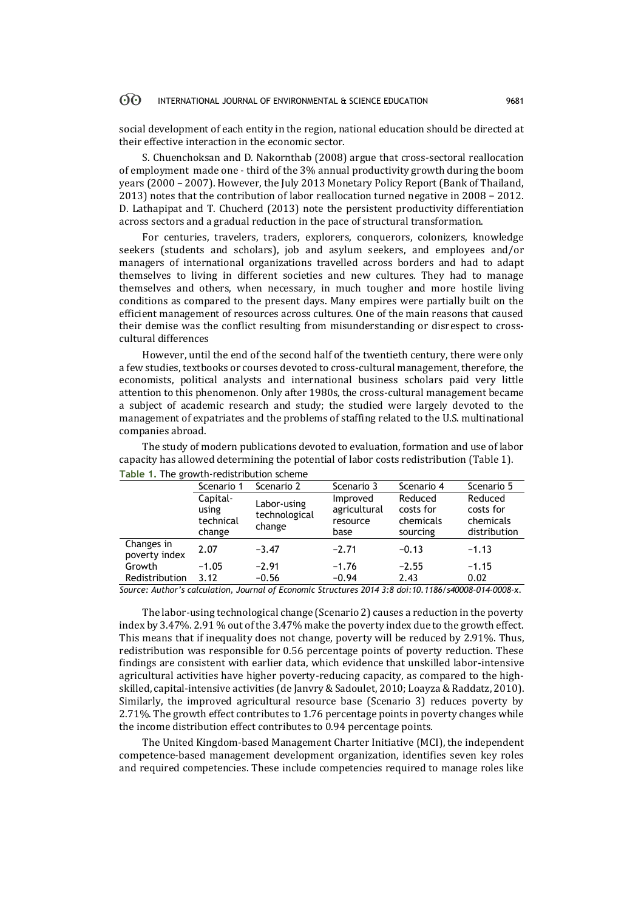social development of each entity in the region, national education should be directed at their effective interaction in the economic sector.

S. Chuenchoksan and D. Nakornthab (2008) argue that cross-sectoral reallocation of employment made one - third of the 3% annual productivity growth during the boom years (2000 – 2007). However, the July 2013 Monetary Policy Report (Bank of Thailand, 2013) notes that the contribution of labor reallocation turned negative in 2008 – 2012. D. Lathapipat and T. Chucherd (2013) note the persistent productivity differentiation across sectors and a gradual reduction in the pace of structural transformation.

For centuries, travelers, traders, explorers, conquerors, colonizers, knowledge seekers (students and scholars), job and asylum seekers, and employees and/or managers of international organizations travelled across borders and had to adapt themselves to living in different societies and new cultures. They had to manage themselves and others, when necessary, in much tougher and more hostile living conditions as compared to the present days. Many empires were partially built on the efficient management of resources across cultures. One of the main reasons that caused their demise was the conflict resulting from misunderstanding or disrespect to cross-cultural differences

However, until the end of the second half of the twentieth century, there were only a few studies, textbooks or courses devoted to cross-cultural management, therefore, the economists, political analysts and international business scholars paid very little attention to this phenomenon. Only after 1980s, the cross-cultural management became a subject of academic research and study; the studied were largely devoted to the management of expatriates and the problems of staffing related to the U.S. multinational companies abroad.

The study of modern publications devoted to evaluation, formation and use of labor capacity has allowed determining the potential of labor costs redistribution (Table 1).

**Table 1.** The growth-redistribution scheme

| | Scenario 1 | Scenario 2 | Scenario 3 | Scenario 4 | Scenario 5 |
|---|---|---|---|---|---|
| | Capital-using technical change | Labor-using technological change | Improved agricultural resource base | Reduced costs for chemicals sourcing | Reduced costs for chemicals distribution |
| Changes in poverty index | 2.07 | −3.47 | −2.71 | −0.13 | −1.13 |
| Growth | −1.05 | −2.91 | −1.76 | −2.55 | −1.15 |
| Redistribution | 3.12 | −0.56 | −0.94 | 2.43 | 0.02 |

*Source: Author's calculation, Journal of Economic Structures 2014 3:8 doi:10.1186/s40008-014-0008-x.*

The labor-using technological change (Scenario 2) causes a reduction in the poverty index by 3.47%. 2.91 % out of the 3.47% make the poverty index due to the growth effect. This means that if inequality does not change, poverty will be reduced by 2.91%. Thus, redistribution was responsible for 0.56 percentage points of poverty reduction. These findings are consistent with earlier data, which evidence that unskilled labor-intensive agricultural activities have higher poverty-reducing capacity, as compared to the high-skilled, capital-intensive activities (de Janvry & Sadoulet, 2010; Loayza & Raddatz, 2010). Similarly, the improved agricultural resource base (Scenario 3) reduces poverty by 2.71%. The growth effect contributes to 1.76 percentage points in poverty changes while the income distribution effect contributes to 0.94 percentage points.

The United Kingdom-based Management Charter Initiative (MCI), the independent competence-based management development organization, identifies seven key roles and required competencies. These include competencies required to manage roles like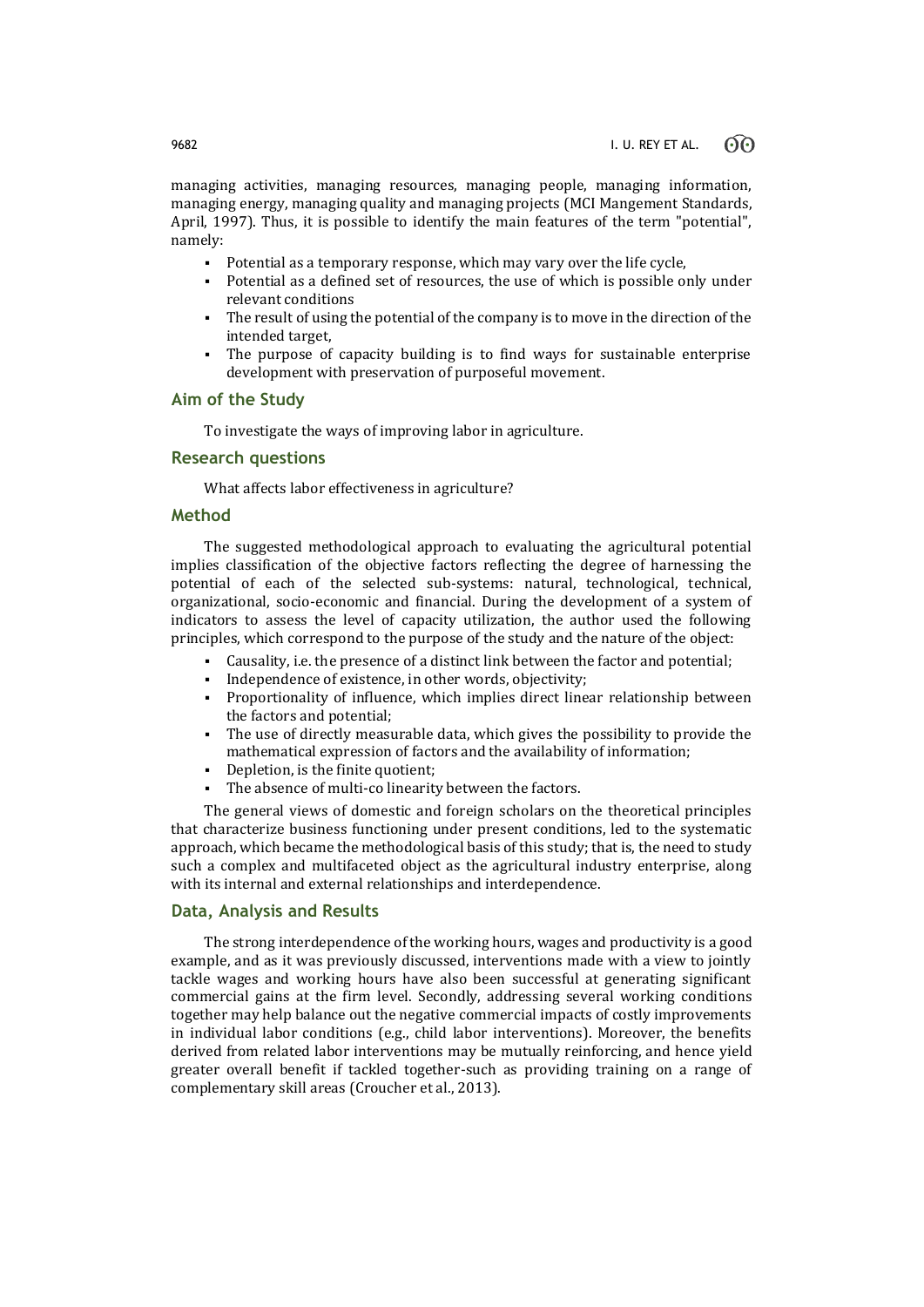managing activities, managing resources, managing people, managing information, managing energy, managing quality and managing projects (MCI Mangement Standards, April, 1997). Thus, it is possible to identify the main features of the term "potential", namely:

- Potential as a temporary response, which may vary over the life cycle,
- Potential as a defined set of resources, the use of which is possible only under relevant conditions
- The result of using the potential of the company is to move in the direction of the intended target,
- The purpose of capacity building is to find ways for sustainable enterprise development with preservation of purposeful movement.

## Aim of the Study

To investigate the ways of improving labor in agriculture.

## Research questions

What affects labor effectiveness in agriculture?

## Method

The suggested methodological approach to evaluating the agricultural potential implies classification of the objective factors reflecting the degree of harnessing the potential of each of the selected sub-systems: natural, technological, technical, organizational, socio-economic and financial. During the development of a system of indicators to assess the level of capacity utilization, the author used the following principles, which correspond to the purpose of the study and the nature of the object:

- Causality, i.e. the presence of a distinct link between the factor and potential;
- Independence of existence, in other words, objectivity;
- Proportionality of influence, which implies direct linear relationship between the factors and potential;
- The use of directly measurable data, which gives the possibility to provide the mathematical expression of factors and the availability of information;
- Depletion, is the finite quotient;
- The absence of multi-co linearity between the factors.

The general views of domestic and foreign scholars on the theoretical principles that characterize business functioning under present conditions, led to the systematic approach, which became the methodological basis of this study; that is, the need to study such a complex and multifaceted object as the agricultural industry enterprise, along with its internal and external relationships and interdependence.

## Data, Analysis and Results

The strong interdependence of the working hours, wages and productivity is a good example, and as it was previously discussed, interventions made with a view to jointly tackle wages and working hours have also been successful at generating significant commercial gains at the firm level. Secondly, addressing several working conditions together may help balance out the negative commercial impacts of costly improvements in individual labor conditions (e.g., child labor interventions). Moreover, the benefits derived from related labor interventions may be mutually reinforcing, and hence yield greater overall benefit if tackled together-such as providing training on a range of complementary skill areas (Croucher et al., 2013).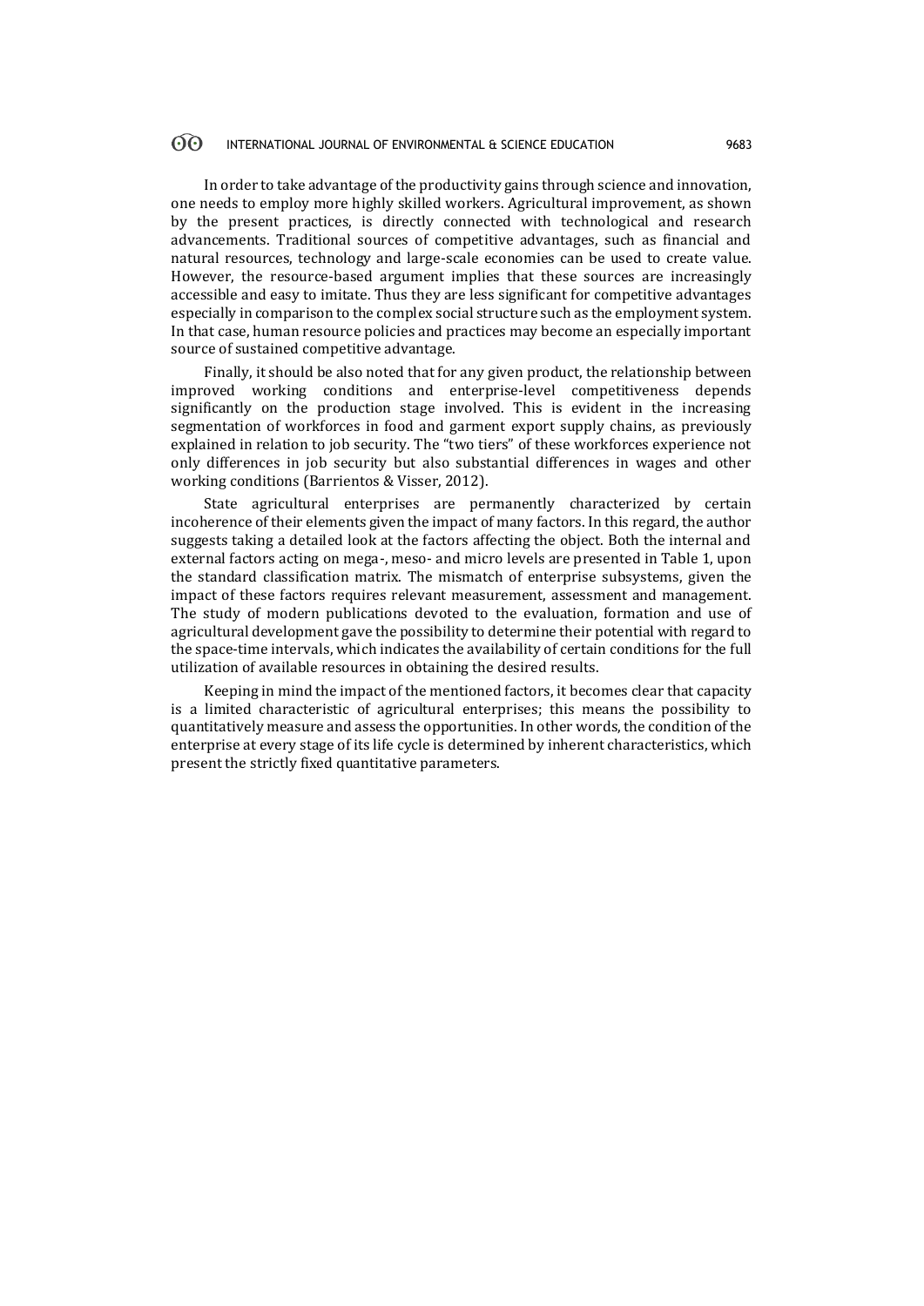In order to take advantage of the productivity gains through science and innovation, one needs to employ more highly skilled workers. Agricultural improvement, as shown by the present practices, is directly connected with technological and research advancements. Traditional sources of competitive advantages, such as financial and natural resources, technology and large-scale economies can be used to create value. However, the resource-based argument implies that these sources are increasingly accessible and easy to imitate. Thus they are less significant for competitive advantages especially in comparison to the complex social structure such as the employment system. In that case, human resource policies and practices may become an especially important source of sustained competitive advantage.

Finally, it should be also noted that for any given product, the relationship between improved working conditions and enterprise-level competitiveness depends significantly on the production stage involved. This is evident in the increasing segmentation of workforces in food and garment export supply chains, as previously explained in relation to job security. The "two tiers" of these workforces experience not only differences in job security but also substantial differences in wages and other working conditions (Barrientos & Visser, 2012).

State agricultural enterprises are permanently characterized by certain incoherence of their elements given the impact of many factors. In this regard, the author suggests taking a detailed look at the factors affecting the object. Both the internal and external factors acting on mega-, meso- and micro levels are presented in Table 1, upon the standard classification matrix. The mismatch of enterprise subsystems, given the impact of these factors requires relevant measurement, assessment and management. The study of modern publications devoted to the evaluation, formation and use of agricultural development gave the possibility to determine their potential with regard to the space-time intervals, which indicates the availability of certain conditions for the full utilization of available resources in obtaining the desired results.

Keeping in mind the impact of the mentioned factors, it becomes clear that capacity is a limited characteristic of agricultural enterprises; this means the possibility to quantitatively measure and assess the opportunities. In other words, the condition of the enterprise at every stage of its life cycle is determined by inherent characteristics, which present the strictly fixed quantitative parameters.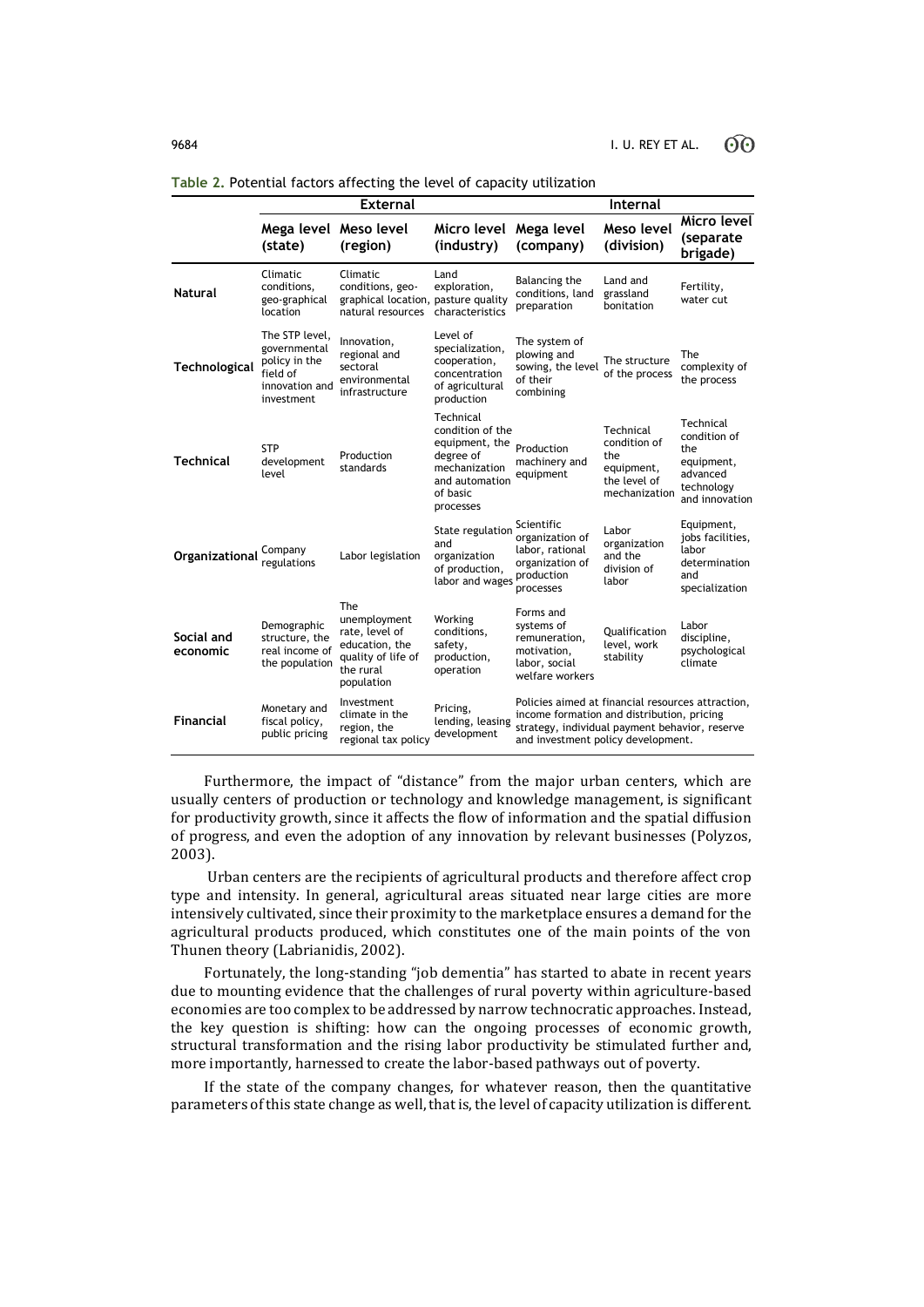**Table 2.** Potential factors affecting the level of capacity utilization

| | External | | | Internal | | |
|---|---|---|---|---|---|---|
| | **Mega level (state)** | **Meso level (region)** | **Micro level (industry)** | **Mega level (company)** | **Meso level (division)** | **Micro level (separate brigade)** |
| **Natural** | Climatic conditions, geo-graphical location | Climatic conditions, geo-graphical location, natural resources | Land exploration, pasture quality characteristics | Balancing the conditions, land preparation | Land and grassland bonitation | Fertility, water cut |
| **Technological** | The STP level, governmental policy in the field of innovation and investment | Innovation, regional and sectoral environmental infrastructure | Level of specialization, cooperation, concentration of agricultural production | The system of plowing and sowing, the level of their combining | The structure of the process | The complexity of the process |
| **Technical** | STP development level | Production standards | Technical condition of the equipment, the degree of mechanization and automation of basic processes | Production machinery and equipment | Technical condition of the equipment, the level of mechanization | Technical condition of the equipment, advanced technology and innovation |
| **Organizational** | Company regulations | Labor legislation | State regulation and organization of production, labor and wages | Scientific organization of labor, rational organization of production processes | Labor organization and the division of labor | Equipment, jobs facilities, labor determination and specialization |
| **Social and economic** | Demographic structure, the real income of the population | The unemployment rate, level of education, the quality of life of the rural population | Working conditions, safety, production, operation | Forms and systems of remuneration, motivation, labor, social welfare workers | Qualification level, work stability | Labor discipline, psychological climate |
| **Financial** | Monetary and fiscal policy, public pricing | Investment climate in the region, the regional tax policy | Pricing, lending, leasing development | Policies aimed at financial resources attraction, income formation and distribution, pricing strategy, individual payment behavior, reserve and investment policy development. | | |

Furthermore, the impact of "distance" from the major urban centers, which are usually centers of production or technology and knowledge management, is significant for productivity growth, since it affects the flow of information and the spatial diffusion of progress, and even the adoption of any innovation by relevant businesses (Polyzos, 2003).

Urban centers are the recipients of agricultural products and therefore affect crop type and intensity. In general, agricultural areas situated near large cities are more intensively cultivated, since their proximity to the marketplace ensures a demand for the agricultural products produced, which constitutes one of the main points of the von Thunen theory (Labrianidis, 2002).

Fortunately, the long-standing "job dementia" has started to abate in recent years due to mounting evidence that the challenges of rural poverty within agriculture-based economies are too complex to be addressed by narrow technocratic approaches. Instead, the key question is shifting: how can the ongoing processes of economic growth, structural transformation and the rising labor productivity be stimulated further and, more importantly, harnessed to create the labor-based pathways out of poverty.

If the state of the company changes, for whatever reason, then the quantitative parameters of this state change as well, that is, the level of capacity utilization is different.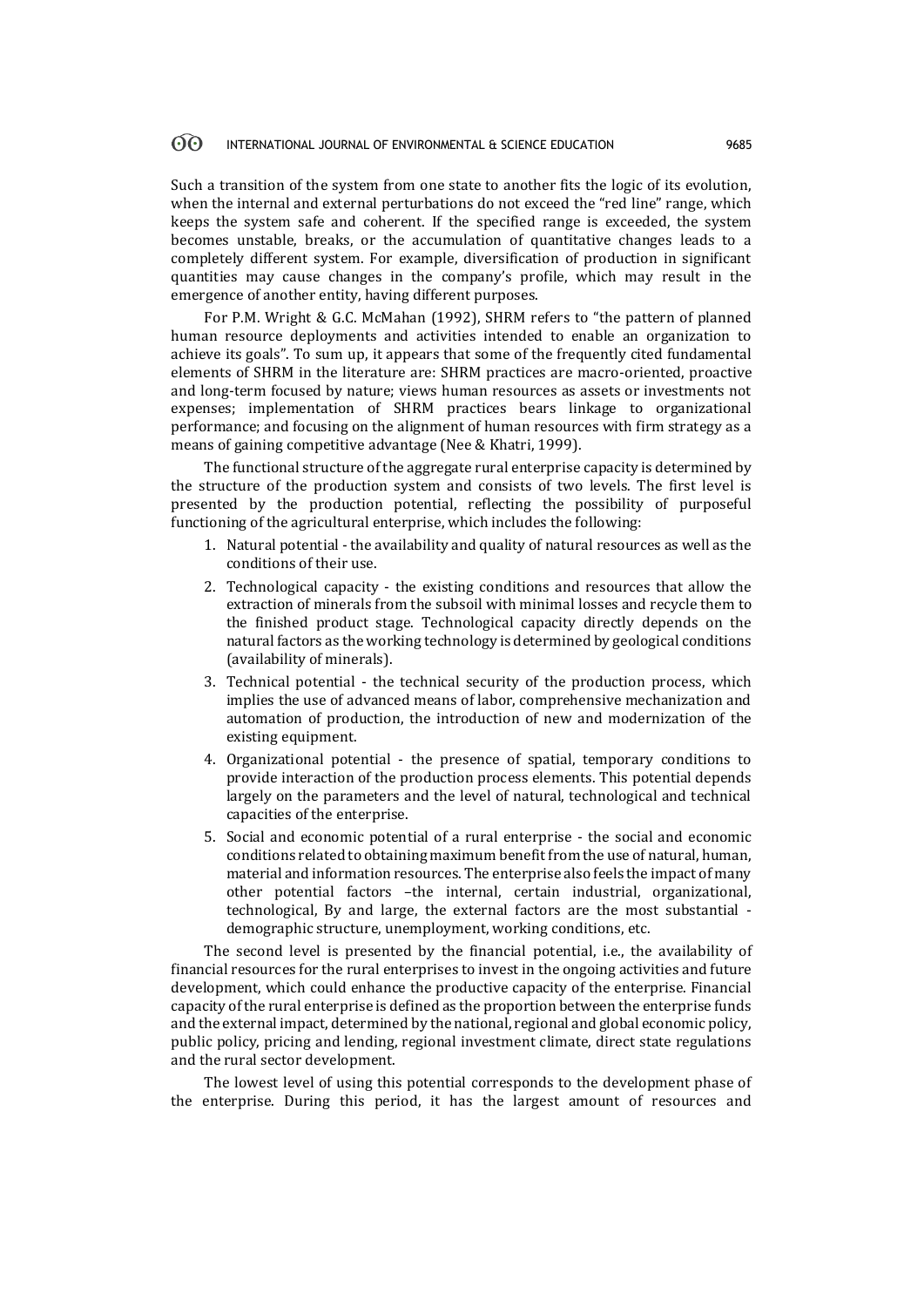Such a transition of the system from one state to another fits the logic of its evolution, when the internal and external perturbations do not exceed the "red line" range, which keeps the system safe and coherent. If the specified range is exceeded, the system becomes unstable, breaks, or the accumulation of quantitative changes leads to a completely different system. For example, diversification of production in significant quantities may cause changes in the company's profile, which may result in the emergence of another entity, having different purposes.

For P.M. Wright & G.C. McMahan (1992), SHRM refers to "the pattern of planned human resource deployments and activities intended to enable an organization to achieve its goals". To sum up, it appears that some of the frequently cited fundamental elements of SHRM in the literature are: SHRM practices are macro-oriented, proactive and long-term focused by nature; views human resources as assets or investments not expenses; implementation of SHRM practices bears linkage to organizational performance; and focusing on the alignment of human resources with firm strategy as a means of gaining competitive advantage (Nee & Khatri, 1999).

The functional structure of the aggregate rural enterprise capacity is determined by the structure of the production system and consists of two levels. The first level is presented by the production potential, reflecting the possibility of purposeful functioning of the agricultural enterprise, which includes the following:

1. Natural potential - the availability and quality of natural resources as well as the conditions of their use.
2. Technological capacity - the existing conditions and resources that allow the extraction of minerals from the subsoil with minimal losses and recycle them to the finished product stage. Technological capacity directly depends on the natural factors as the working technology is determined by geological conditions (availability of minerals).
3. Technical potential - the technical security of the production process, which implies the use of advanced means of labor, comprehensive mechanization and automation of production, the introduction of new and modernization of the existing equipment.
4. Organizational potential - the presence of spatial, temporary conditions to provide interaction of the production process elements. This potential depends largely on the parameters and the level of natural, technological and technical capacities of the enterprise.
5. Social and economic potential of a rural enterprise - the social and economic conditions related to obtaining maximum benefit from the use of natural, human, material and information resources. The enterprise also feels the impact of many other potential factors –the internal, certain industrial, organizational, technological, By and large, the external factors are the most substantial - demographic structure, unemployment, working conditions, etc.

The second level is presented by the financial potential, i.e., the availability of financial resources for the rural enterprises to invest in the ongoing activities and future development, which could enhance the productive capacity of the enterprise. Financial capacity of the rural enterprise is defined as the proportion between the enterprise funds and the external impact, determined by the national, regional and global economic policy, public policy, pricing and lending, regional investment climate, direct state regulations and the rural sector development.

The lowest level of using this potential corresponds to the development phase of the enterprise. During this period, it has the largest amount of resources and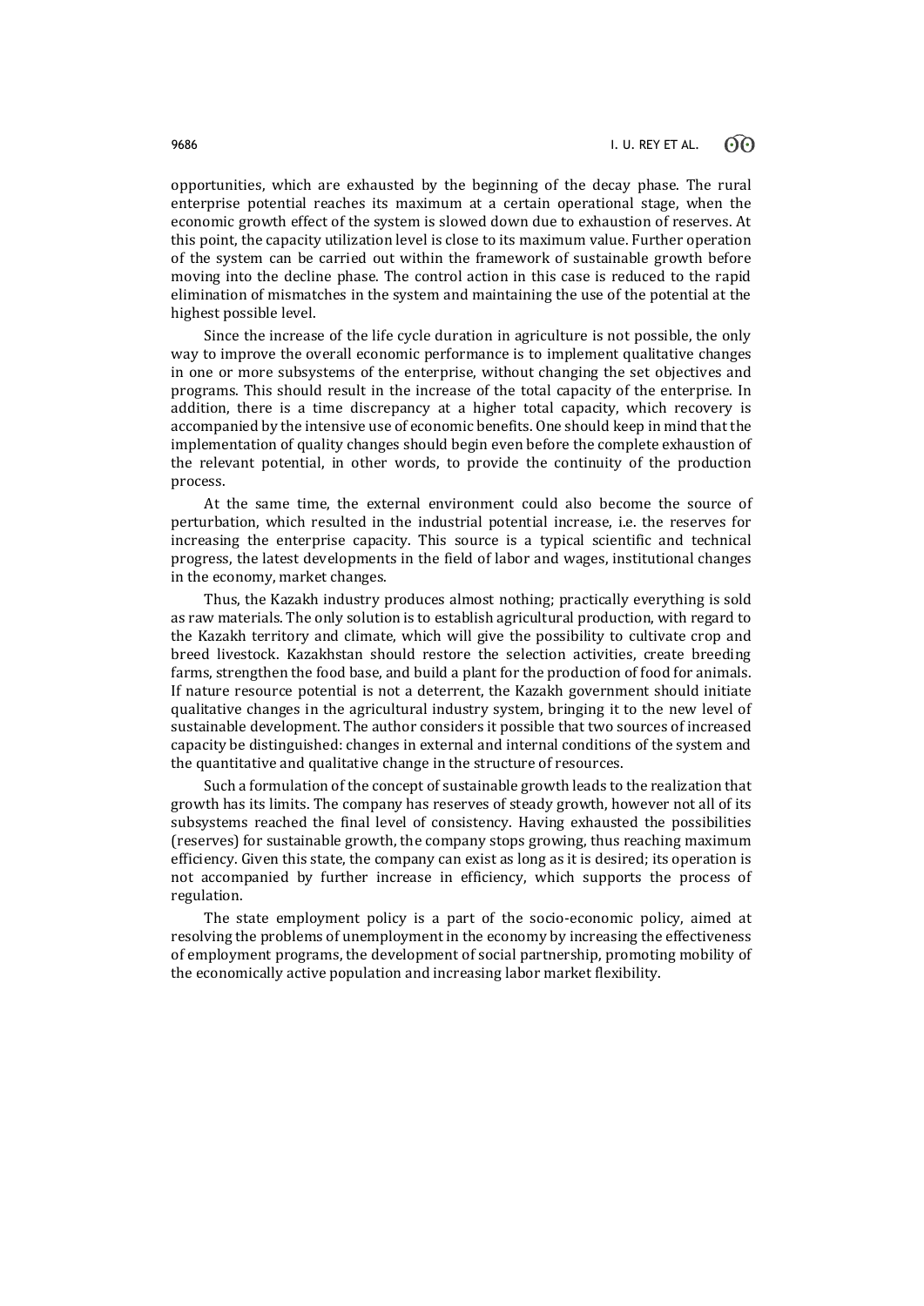opportunities, which are exhausted by the beginning of the decay phase. The rural enterprise potential reaches its maximum at a certain operational stage, when the economic growth effect of the system is slowed down due to exhaustion of reserves. At this point, the capacity utilization level is close to its maximum value. Further operation of the system can be carried out within the framework of sustainable growth before moving into the decline phase. The control action in this case is reduced to the rapid elimination of mismatches in the system and maintaining the use of the potential at the highest possible level.

Since the increase of the life cycle duration in agriculture is not possible, the only way to improve the overall economic performance is to implement qualitative changes in one or more subsystems of the enterprise, without changing the set objectives and programs. This should result in the increase of the total capacity of the enterprise. In addition, there is a time discrepancy at a higher total capacity, which recovery is accompanied by the intensive use of economic benefits. One should keep in mind that the implementation of quality changes should begin even before the complete exhaustion of the relevant potential, in other words, to provide the continuity of the production process.

At the same time, the external environment could also become the source of perturbation, which resulted in the industrial potential increase, i.e. the reserves for increasing the enterprise capacity. This source is a typical scientific and technical progress, the latest developments in the field of labor and wages, institutional changes in the economy, market changes.

Thus, the Kazakh industry produces almost nothing; practically everything is sold as raw materials. The only solution is to establish agricultural production, with regard to the Kazakh territory and climate, which will give the possibility to cultivate crop and breed livestock. Kazakhstan should restore the selection activities, create breeding farms, strengthen the food base, and build a plant for the production of food for animals. If nature resource potential is not a deterrent, the Kazakh government should initiate qualitative changes in the agricultural industry system, bringing it to the new level of sustainable development. The author considers it possible that two sources of increased capacity be distinguished: changes in external and internal conditions of the system and the quantitative and qualitative change in the structure of resources.

Such a formulation of the concept of sustainable growth leads to the realization that growth has its limits. The company has reserves of steady growth, however not all of its subsystems reached the final level of consistency. Having exhausted the possibilities (reserves) for sustainable growth, the company stops growing, thus reaching maximum efficiency. Given this state, the company can exist as long as it is desired; its operation is not accompanied by further increase in efficiency, which supports the process of regulation.

The state employment policy is a part of the socio-economic policy, aimed at resolving the problems of unemployment in the economy by increasing the effectiveness of employment programs, the development of social partnership, promoting mobility of the economically active population and increasing labor market flexibility.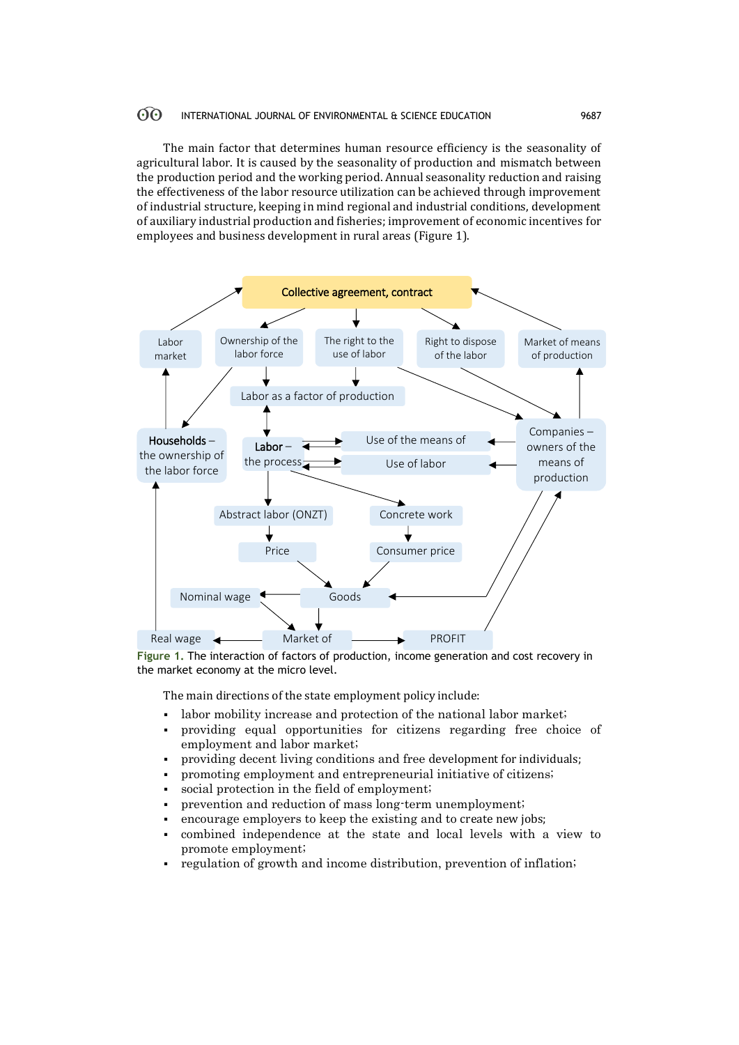The main factor that determines human resource efficiency is the seasonality of agricultural labor. It is caused by the seasonality of production and mismatch between the production period and the working period. Annual seasonality reduction and raising the effectiveness of the labor resource utilization can be achieved through improvement of industrial structure, keeping in mind regional and industrial conditions, development of auxiliary industrial production and fisheries; improvement of economic incentives for employees and business development in rural areas (Figure 1).

**Figure 1.** The interaction of factors of production, income generation and cost recovery in the market economy at the micro level.

The main directions of the state employment policy include:

- labor mobility increase and protection of the national labor market;
- providing equal opportunities for citizens regarding free choice of employment and labor market;
- providing decent living conditions and free development for individuals;
- promoting employment and entrepreneurial initiative of citizens;
- social protection in the field of employment;
- prevention and reduction of mass long-term unemployment;
- encourage employers to keep the existing and to create new jobs;
- combined independence at the state and local levels with a view to promote employment;
- regulation of growth and income distribution, prevention of inflation;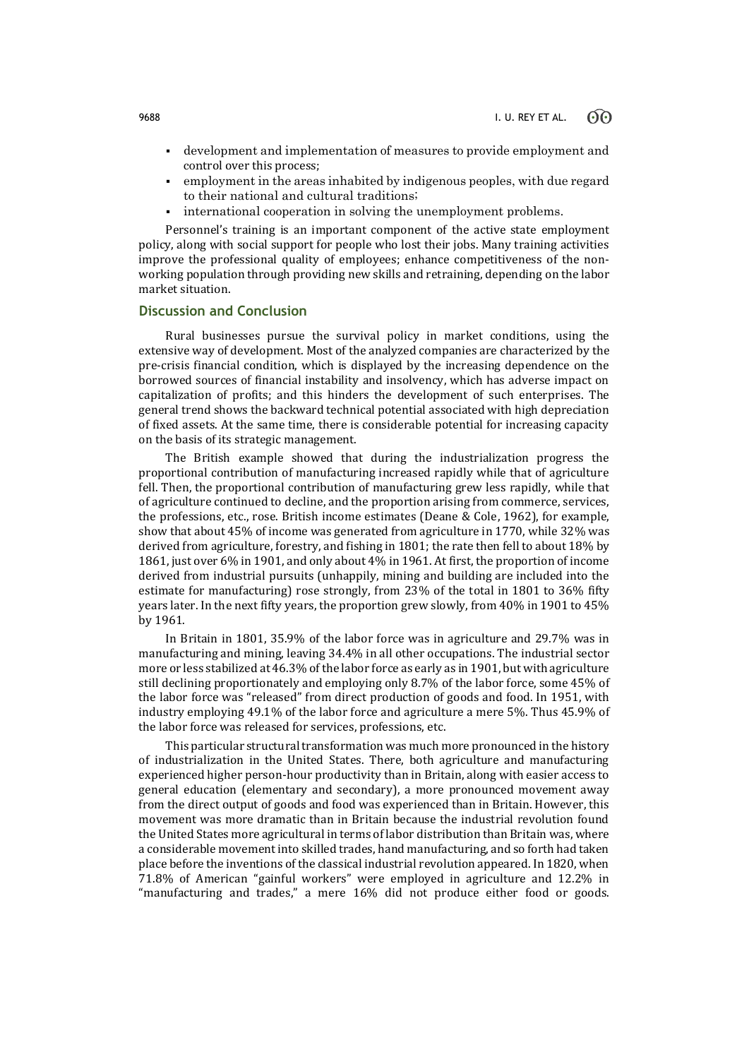- development and implementation of measures to provide employment and control over this process;
- employment in the areas inhabited by indigenous peoples, with due regard to their national and cultural traditions;
- international cooperation in solving the unemployment problems.

Personnel's training is an important component of the active state employment policy, along with social support for people who lost their jobs. Many training activities improve the professional quality of employees; enhance competitiveness of the non-working population through providing new skills and retraining, depending on the labor market situation.

## Discussion and Conclusion

Rural businesses pursue the survival policy in market conditions, using the extensive way of development. Most of the analyzed companies are characterized by the pre-crisis financial condition, which is displayed by the increasing dependence on the borrowed sources of financial instability and insolvency, which has adverse impact on capitalization of profits; and this hinders the development of such enterprises. The general trend shows the backward technical potential associated with high depreciation of fixed assets. At the same time, there is considerable potential for increasing capacity on the basis of its strategic management.

The British example showed that during the industrialization progress the proportional contribution of manufacturing increased rapidly while that of agriculture fell. Then, the proportional contribution of manufacturing grew less rapidly, while that of agriculture continued to decline, and the proportion arising from commerce, services, the professions, etc., rose. British income estimates (Deane & Cole, 1962), for example, show that about 45% of income was generated from agriculture in 1770, while 32% was derived from agriculture, forestry, and fishing in 1801; the rate then fell to about 18% by 1861, just over 6% in 1901, and only about 4% in 1961. At first, the proportion of income derived from industrial pursuits (unhappily, mining and building are included into the estimate for manufacturing) rose strongly, from 23% of the total in 1801 to 36% fifty years later. In the next fifty years, the proportion grew slowly, from 40% in 1901 to 45% by 1961.

In Britain in 1801, 35.9% of the labor force was in agriculture and 29.7% was in manufacturing and mining, leaving 34.4% in all other occupations. The industrial sector more or less stabilized at 46.3% of the labor force as early as in 1901, but with agriculture still declining proportionately and employing only 8.7% of the labor force, some 45% of the labor force was "released" from direct production of goods and food. In 1951, with industry employing 49.1% of the labor force and agriculture a mere 5%. Thus 45.9% of the labor force was released for services, professions, etc.

This particular structural transformation was much more pronounced in the history of industrialization in the United States. There, both agriculture and manufacturing experienced higher person-hour productivity than in Britain, along with easier access to general education (elementary and secondary), a more pronounced movement away from the direct output of goods and food was experienced than in Britain. However, this movement was more dramatic than in Britain because the industrial revolution found the United States more agricultural in terms of labor distribution than Britain was, where a considerable movement into skilled trades, hand manufacturing, and so forth had taken place before the inventions of the classical industrial revolution appeared. In 1820, when 71.8% of American "gainful workers" were employed in agriculture and 12.2% in "manufacturing and trades," a mere 16% did not produce either food or goods.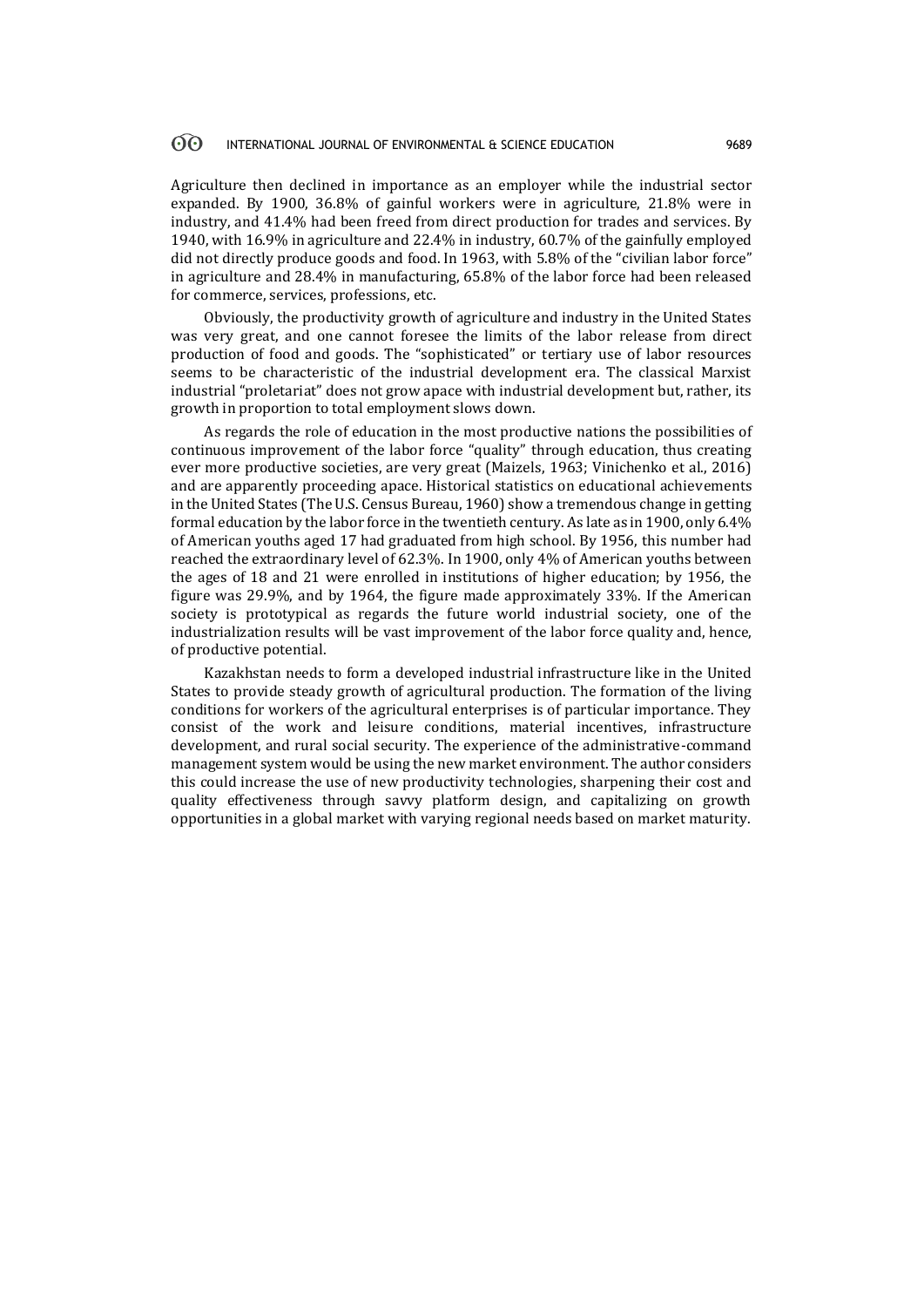Agriculture then declined in importance as an employer while the industrial sector expanded. By 1900, 36.8% of gainful workers were in agriculture, 21.8% were in industry, and 41.4% had been freed from direct production for trades and services. By 1940, with 16.9% in agriculture and 22.4% in industry, 60.7% of the gainfully employed did not directly produce goods and food. In 1963, with 5.8% of the "civilian labor force" in agriculture and 28.4% in manufacturing, 65.8% of the labor force had been released for commerce, services, professions, etc.

Obviously, the productivity growth of agriculture and industry in the United States was very great, and one cannot foresee the limits of the labor release from direct production of food and goods. The "sophisticated" or tertiary use of labor resources seems to be characteristic of the industrial development era. The classical Marxist industrial "proletariat" does not grow apace with industrial development but, rather, its growth in proportion to total employment slows down.

As regards the role of education in the most productive nations the possibilities of continuous improvement of the labor force "quality" through education, thus creating ever more productive societies, are very great (Maizels, 1963; Vinichenko et al., 2016) and are apparently proceeding apace. Historical statistics on educational achievements in the United States (The U.S. Census Bureau, 1960) show a tremendous change in getting formal education by the labor force in the twentieth century. As late as in 1900, only 6.4% of American youths aged 17 had graduated from high school. By 1956, this number had reached the extraordinary level of 62.3%. In 1900, only 4% of American youths between the ages of 18 and 21 were enrolled in institutions of higher education; by 1956, the figure was 29.9%, and by 1964, the figure made approximately 33%. If the American society is prototypical as regards the future world industrial society, one of the industrialization results will be vast improvement of the labor force quality and, hence, of productive potential.

Kazakhstan needs to form a developed industrial infrastructure like in the United States to provide steady growth of agricultural production. The formation of the living conditions for workers of the agricultural enterprises is of particular importance. They consist of the work and leisure conditions, material incentives, infrastructure development, and rural social security. The experience of the administrative-command management system would be using the new market environment. The author considers this could increase the use of new productivity technologies, sharpening their cost and quality effectiveness through savvy platform design, and capitalizing on growth opportunities in a global market with varying regional needs based on market maturity.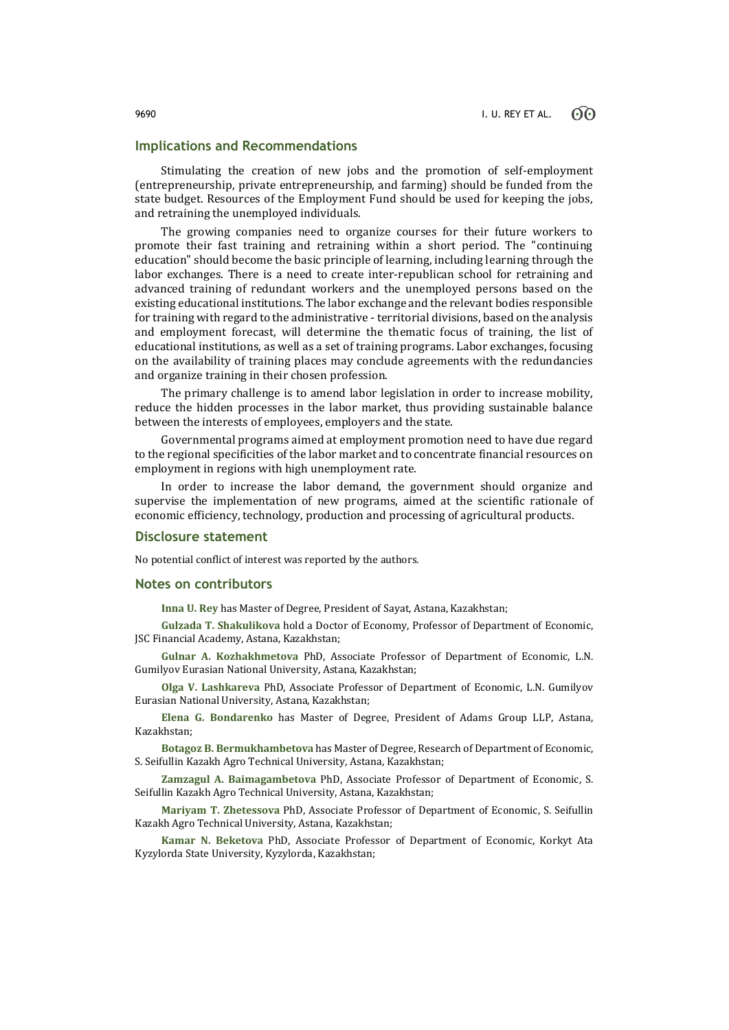## Implications and Recommendations

Stimulating the creation of new jobs and the promotion of self-employment (entrepreneurship, private entrepreneurship, and farming) should be funded from the state budget. Resources of the Employment Fund should be used for keeping the jobs, and retraining the unemployed individuals.

The growing companies need to organize courses for their future workers to promote their fast training and retraining within a short period. The "continuing education" should become the basic principle of learning, including learning through the labor exchanges. There is a need to create inter-republican school for retraining and advanced training of redundant workers and the unemployed persons based on the existing educational institutions. The labor exchange and the relevant bodies responsible for training with regard to the administrative - territorial divisions, based on the analysis and employment forecast, will determine the thematic focus of training, the list of educational institutions, as well as a set of training programs. Labor exchanges, focusing on the availability of training places may conclude agreements with the redundancies and organize training in their chosen profession.

The primary challenge is to amend labor legislation in order to increase mobility, reduce the hidden processes in the labor market, thus providing sustainable balance between the interests of employees, employers and the state.

Governmental programs aimed at employment promotion need to have due regard to the regional specificities of the labor market and to concentrate financial resources on employment in regions with high unemployment rate.

In order to increase the labor demand, the government should organize and supervise the implementation of new programs, aimed at the scientific rationale of economic efficiency, technology, production and processing of agricultural products.

## Disclosure statement

No potential conflict of interest was reported by the authors.

## Notes on contributors

**Inna U. Rey** has Master of Degree, President of Sayat, Astana, Kazakhstan;

**Gulzada T. Shakulikova** hold a Doctor of Economy, Professor of Department of Economic, JSC Financial Academy, Astana, Kazakhstan;

**Gulnar A. Kozhakhmetova** PhD, Associate Professor of Department of Economic, L.N. Gumilyov Eurasian National University, Astana, Kazakhstan;

**Olga V. Lashkareva** PhD, Associate Professor of Department of Economic, L.N. Gumilyov Eurasian National University, Astana, Kazakhstan;

**Elena G. Bondarenko** has Master of Degree, President of Adams Group LLP, Astana, Kazakhstan;

**Botagoz B. Bermukhambetova** has Master of Degree, Research of Department of Economic, S. Seifullin Kazakh Agro Technical University, Astana, Kazakhstan;

**Zamzagul A. Baimagambetova** PhD, Associate Professor of Department of Economic, S. Seifullin Kazakh Agro Technical University, Astana, Kazakhstan;

**Mariyam T. Zhetessova** PhD, Associate Professor of Department of Economic, S. Seifullin Kazakh Agro Technical University, Astana, Kazakhstan;

**Kamar N. Beketova** PhD, Associate Professor of Department of Economic, Korkyt Ata Kyzylorda State University, Kyzylorda, Kazakhstan;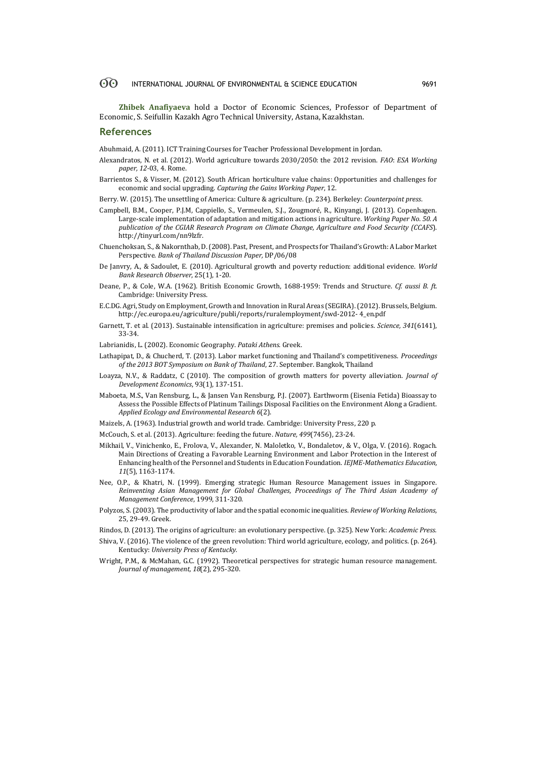**Zhibek Anafiyaeva** hold a Doctor of Economic Sciences, Professor of Department of Economic, S. Seifullin Kazakh Agro Technical University, Astana, Kazakhstan.

## References

Abuhmaid, A. (2011). ICT Training Courses for Teacher Professional Development in Jordan.

Alexandratos, N. et al. (2012). World agriculture towards 2030/2050: the 2012 revision. *FAO*: *ESA Working paper, 12*-03, 4. Rome.

Barrientos S., & Visser, M. (2012). South African horticulture value chains: Opportunities and challenges for economic and social upgrading. *Capturing the Gains Working Paper*, 12.

Berry. W. (2015). The unsettling of America: Culture & agriculture. (p. 234). Berkeley: *Counterpoint press*.

Campbell, B.M., Cooper, P.J.M, Cappiello, S., Vermeulen, S.J., Zougmoré, R., Kinyangi, J. (2013). Copenhagen. Large-scale implementation of adaptation and mitigation actions in agriculture. *Working Paper No. 50. A publication of the CGIAR Research Program on Climate Change, Agriculture and Food Security (CCAFS*). http://tinyurl.com/nn9lzfr.

Chuenchoksan, S., & Nakornthab, D. (2008). Past, Present, and Prospects for Thailand's Growth: A Labor Market Perspective. *Bank of Thailand Discussion Paper,* DP/06/08

De Janvry, A., & Sadoulet, E. (2010). Agricultural growth and poverty reduction: additional evidence. *World Bank Research Observer*, 25(1), 1-20.

Deane, P., & Cole, W.A. (1962). British Economic Growth, 1688-1959: Trends and Structure. *Cf. aussi B. ft.* Cambridge: University Press.

E.C.DG. Agri, Study on Employment, Growth and Innovation in Rural Areas (SEGIRA). (2012). Brussels, Belgium. http://ec.europa.eu/agriculture/publi/reports/ruralemployment/swd-2012- 4_en.pdf

Garnett, T. et al. (2013). Sustainable intensification in agriculture: premises and policies. *Science, 341*(6141), 33-34.

Labrianidis, L. (2002). Economic Geography. *Pataki Athens.* Greek.

Lathapipat, D., & Chucherd, T. (2013). Labor market functioning and Thailand's competitiveness. *Proceedings of the 2013 BOT Symposium on Bank of Thailand*, 27. September. Bangkok, Thailand

Loayza, N.V., & Raddatz, C (2010). The composition of growth matters for poverty alleviation. *Journal of Development Economics*, 93(1), 137-151.

Maboeta, M.S., Van Rensburg, L., & Jansen Van Rensburg, P.J. (2007). Earthworm (Eisenia Fetida) Bioassay to Assess the Possible Effects of Platinum Tailings Disposal Facilities on the Environment Along a Gradient. *Applied Ecology and Environmental Research 6*(2).

Maizels, A. (1963). Industrial growth and world trade. Cambridge: University Press, 220 p.

McCouch, S. et al. (2013). Agriculture: feeding the future. *Nature, 499*(7456), 23-24.

Mikhail, V., Vinichenko, E., Frolova, V., Alexander, N. Maloletko, V., Bondaletov, & V., Olga, V. (2016). Rogach. Main Directions of Creating a Favorable Learning Environment and Labor Protection in the Interest of Enhancing health of the Personnel and Students in Education Foundation. *IEJME-Mathematics Education, 11*(5), 1163-1174.

Nee, O.P., & Khatri, N. (1999). Emerging strategic Human Resource Management issues in Singapore. *Reinventing Asian Management for Global Challenges, Proceedings of The Third Asian Academy of Management Conference*, 1999, 311-320.

Polyzos, S. (2003). The productivity of labor and the spatial economic inequalities. *Review of Working Relations*, 25, 29-49. Greek.

Rindos, D. (2013). The origins of agriculture: an evolutionary perspective. (p. 325). New York: *Academic Press.*

Shiva, V. (2016). The violence of the green revolution: Third world agriculture, ecology, and politics. (p. 264). Kentucky: *University Press of Kentucky.*

Wright, P.M., & McMahan, G.C. (1992). Theoretical perspectives for strategic human resource management. *Journal of management, 18*(2), 295-320.